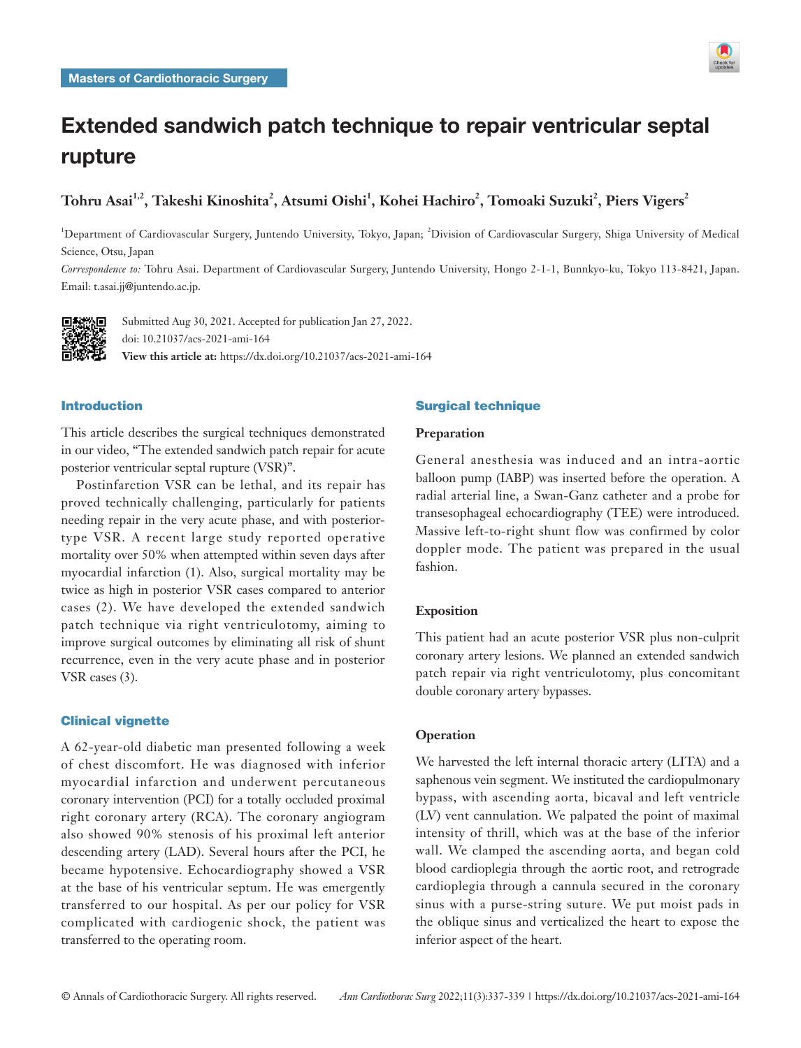Masters of Cardiothoracic Surgery

# Extended sandwich patch technique to repair ventricular septal rupture

**Tohru Asai[1,2], Takeshi Kinoshita[2], Atsumi Oishi[1], Kohei Hachiro[2], Tomoaki Suzuki[2], Piers Vigers[2]**

[1]Department of Cardiovascular Surgery, Juntendo University, Tokyo, Japan; [2]Division of Cardiovascular Surgery, Shiga University of Medical Science, Otsu, Japan

*Correspondence to:* Tohru Asai. Department of Cardiovascular Surgery, Juntendo University, Hongo 2-1-1, Bunnkyo-ku, Tokyo 113-8421, Japan. Email: t.asai.jj@juntendo.ac.jp.

Submitted Aug 30, 2021. Accepted for publication Jan 27, 2022.
doi: 10.21037/acs-2021-ami-164
**View this article at:** https://dx.doi.org/10.21037/acs-2021-ami-164

## Introduction

This article describes the surgical techniques demonstrated in our video, "The extended sandwich patch repair for acute posterior ventricular septal rupture (VSR)".

Postinfarction VSR can be lethal, and its repair has proved technically challenging, particularly for patients needing repair in the very acute phase, and with posterior-type VSR. A recent large study reported operative mortality over 50% when attempted within seven days after myocardial infarction (1). Also, surgical mortality may be twice as high in posterior VSR cases compared to anterior cases (2). We have developed the extended sandwich patch technique via right ventriculotomy, aiming to improve surgical outcomes by eliminating all risk of shunt recurrence, even in the very acute phase and in posterior VSR cases (3).

## Clinical vignette

A 62-year-old diabetic man presented following a week of chest discomfort. He was diagnosed with inferior myocardial infarction and underwent percutaneous coronary intervention (PCI) for a totally occluded proximal right coronary artery (RCA). The coronary angiogram also showed 90% stenosis of his proximal left anterior descending artery (LAD). Several hours after the PCI, he became hypotensive. Echocardiography showed a VSR at the base of his ventricular septum. He was emergently transferred to our hospital. As per our policy for VSR complicated with cardiogenic shock, the patient was transferred to the operating room.

## Surgical technique

### Preparation

General anesthesia was induced and an intra-aortic balloon pump (IABP) was inserted before the operation. A radial arterial line, a Swan-Ganz catheter and a probe for transesophageal echocardiography (TEE) were introduced. Massive left-to-right shunt flow was confirmed by color doppler mode. The patient was prepared in the usual fashion.

### Exposition

This patient had an acute posterior VSR plus non-culprit coronary artery lesions. We planned an extended sandwich patch repair via right ventriculotomy, plus concomitant double coronary artery bypasses.

### Operation

We harvested the left internal thoracic artery (LITA) and a saphenous vein segment. We instituted the cardiopulmonary bypass, with ascending aorta, bicaval and left ventricle (LV) vent cannulation. We palpated the point of maximal intensity of thrill, which was at the base of the inferior wall. We clamped the ascending aorta, and began cold blood cardioplegia through the aortic root, and retrograde cardioplegia through a cannula secured in the coronary sinus with a purse-string suture. We put moist pads in the oblique sinus and verticalized the heart to expose the inferior aspect of the heart.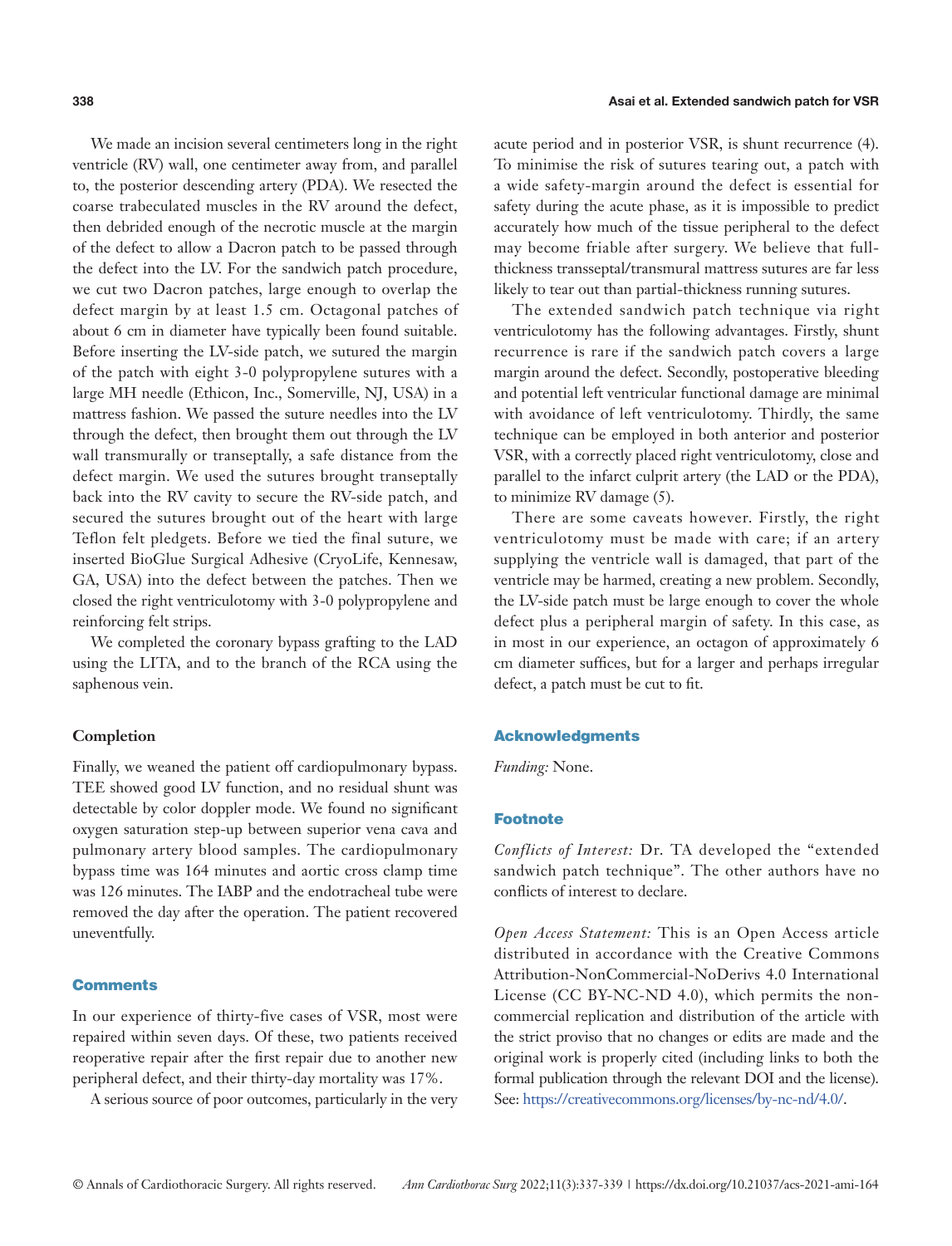We made an incision several centimeters long in the right ventricle (RV) wall, one centimeter away from, and parallel to, the posterior descending artery (PDA). We resected the coarse trabeculated muscles in the RV around the defect, then debrided enough of the necrotic muscle at the margin of the defect to allow a Dacron patch to be passed through the defect into the LV. For the sandwich patch procedure, we cut two Dacron patches, large enough to overlap the defect margin by at least 1.5 cm. Octagonal patches of about 6 cm in diameter have typically been found suitable. Before inserting the LV-side patch, we sutured the margin of the patch with eight 3-0 polypropylene sutures with a large MH needle (Ethicon, Inc., Somerville, NJ, USA) in a mattress fashion. We passed the suture needles into the LV through the defect, then brought them out through the LV wall transmurally or transeptally, a safe distance from the defect margin. We used the sutures brought transeptally back into the RV cavity to secure the RV-side patch, and secured the sutures brought out of the heart with large Teflon felt pledgets. Before we tied the final suture, we inserted BioGlue Surgical Adhesive (CryoLife, Kennesaw, GA, USA) into the defect between the patches. Then we closed the right ventriculotomy with 3-0 polypropylene and reinforcing felt strips.

We completed the coronary bypass grafting to the LAD using the LITA, and to the branch of the RCA using the saphenous vein.

### Completion

Finally, we weaned the patient off cardiopulmonary bypass. TEE showed good LV function, and no residual shunt was detectable by color doppler mode. We found no significant oxygen saturation step-up between superior vena cava and pulmonary artery blood samples. The cardiopulmonary bypass time was 164 minutes and aortic cross clamp time was 126 minutes. The IABP and the endotracheal tube were removed the day after the operation. The patient recovered uneventfully.

## Comments

In our experience of thirty-five cases of VSR, most were repaired within seven days. Of these, two patients received reoperative repair after the first repair due to another new peripheral defect, and their thirty-day mortality was 17%.

A serious source of poor outcomes, particularly in the very acute period and in posterior VSR, is shunt recurrence (4). To minimise the risk of sutures tearing out, a patch with a wide safety-margin around the defect is essential for safety during the acute phase, as it is impossible to predict accurately how much of the tissue peripheral to the defect may become friable after surgery. We believe that full-thickness transseptal/transmural mattress sutures are far less likely to tear out than partial-thickness running sutures.

The extended sandwich patch technique via right ventriculotomy has the following advantages. Firstly, shunt recurrence is rare if the sandwich patch covers a large margin around the defect. Secondly, postoperative bleeding and potential left ventricular functional damage are minimal with avoidance of left ventriculotomy. Thirdly, the same technique can be employed in both anterior and posterior VSR, with a correctly placed right ventriculotomy, close and parallel to the infarct culprit artery (the LAD or the PDA), to minimize RV damage (5).

There are some caveats however. Firstly, the right ventriculotomy must be made with care; if an artery supplying the ventricle wall is damaged, that part of the ventricle may be harmed, creating a new problem. Secondly, the LV-side patch must be large enough to cover the whole defect plus a peripheral margin of safety. In this case, as in most in our experience, an octagon of approximately 6 cm diameter suffices, but for a larger and perhaps irregular defect, a patch must be cut to fit.

## Acknowledgments

*Funding:* None.

## Footnote

*Conflicts of Interest:* Dr. TA developed the "extended sandwich patch technique". The other authors have no conflicts of interest to declare.

*Open Access Statement:* This is an Open Access article distributed in accordance with the Creative Commons Attribution-NonCommercial-NoDerivs 4.0 International License (CC BY-NC-ND 4.0), which permits the non-commercial replication and distribution of the article with the strict proviso that no changes or edits are made and the original work is properly cited (including links to both the formal publication through the relevant DOI and the license). See: https://creativecommons.org/licenses/by-nc-nd/4.0/.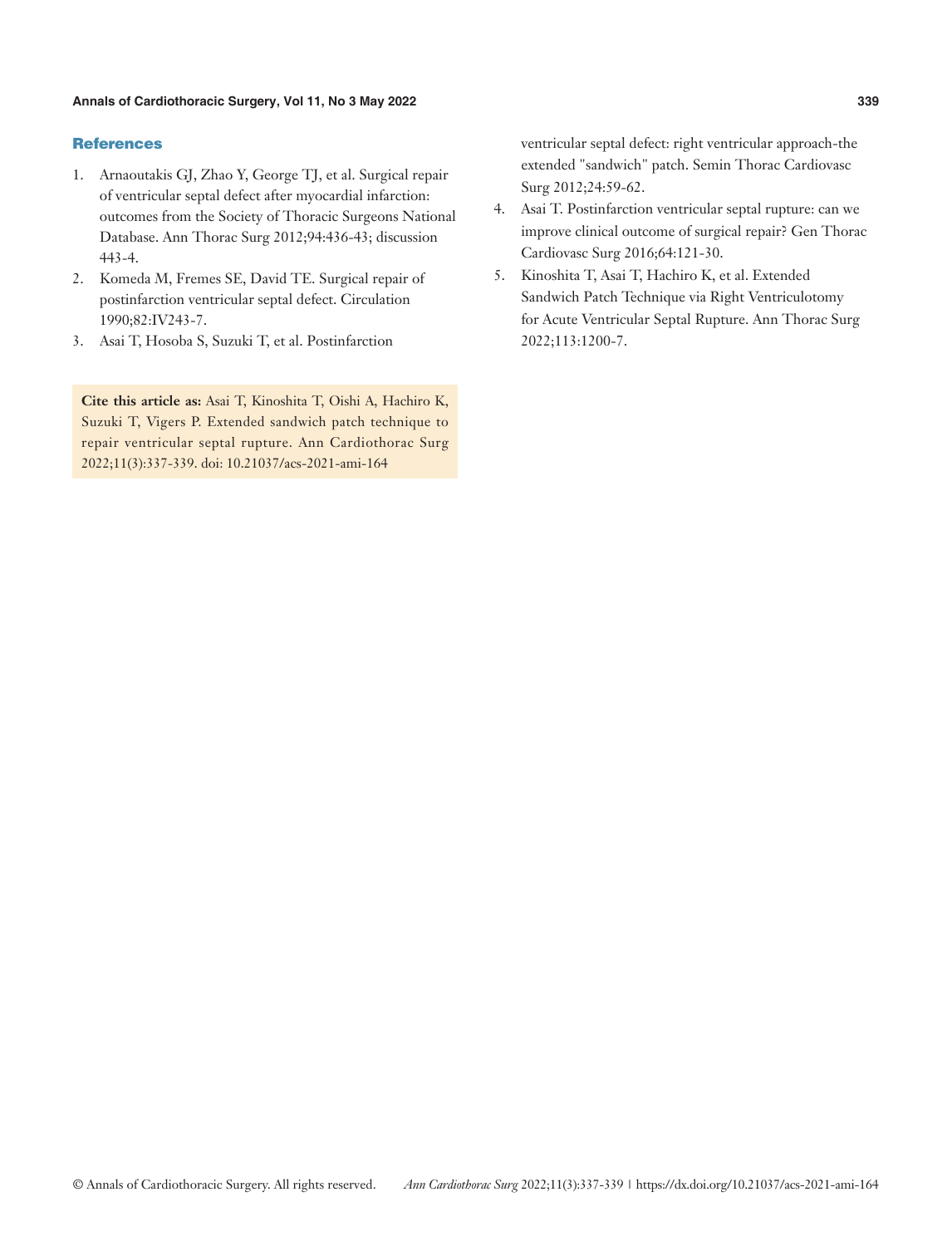## References

1. Arnaoutakis GJ, Zhao Y, George TJ, et al. Surgical repair of ventricular septal defect after myocardial infarction: outcomes from the Society of Thoracic Surgeons National Database. Ann Thorac Surg 2012;94:436-43; discussion 443-4.
2. Komeda M, Fremes SE, David TE. Surgical repair of postinfarction ventricular septal defect. Circulation 1990;82:IV243-7.
3. Asai T, Hosoba S, Suzuki T, et al. Postinfarction ventricular septal defect: right ventricular approach-the extended "sandwich" patch. Semin Thorac Cardiovasc Surg 2012;24:59-62.
4. Asai T. Postinfarction ventricular septal rupture: can we improve clinical outcome of surgical repair? Gen Thorac Cardiovasc Surg 2016;64:121-30.
5. Kinoshita T, Asai T, Hachiro K, et al. Extended Sandwich Patch Technique via Right Ventriculotomy for Acute Ventricular Septal Rupture. Ann Thorac Surg 2022;113:1200-7.

**Cite this article as:** Asai T, Kinoshita T, Oishi A, Hachiro K, Suzuki T, Vigers P. Extended sandwich patch technique to repair ventricular septal rupture. Ann Cardiothorac Surg 2022;11(3):337-339. doi: 10.21037/acs-2021-ami-164